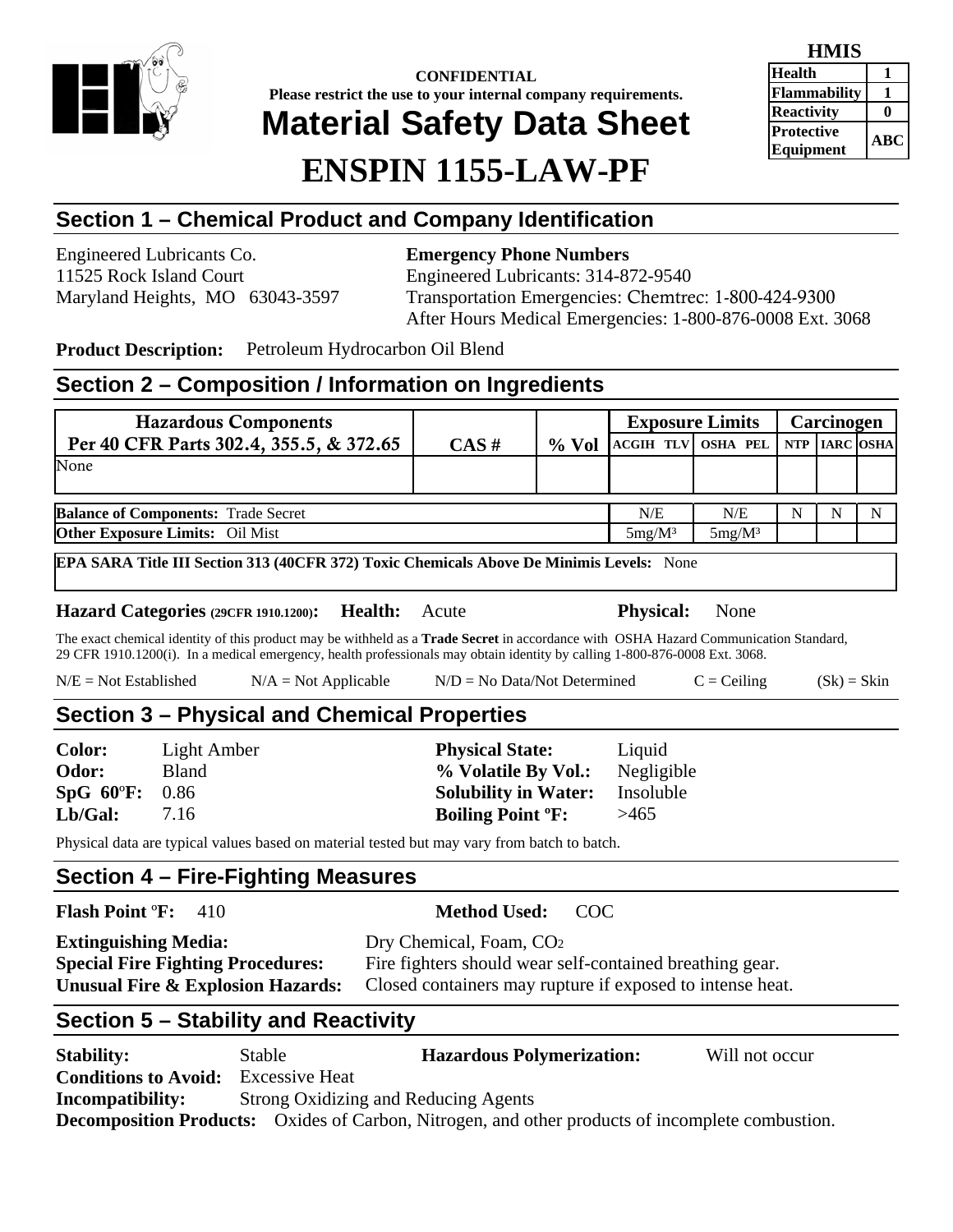CONFIDENTIAL
Please restrict the use to your internal company requirements.

# Material Safety Data Sheet

# ENSPIN 1155-LAW-PF

| HMIS | |
|---|---|
| Health | 1 |
| Flammability | 1 |
| Reactivity | 0 |
| Protective Equipment | ABC |

## Section 1 – Chemical Product and Company Identification

Engineered Lubricants Co.
11525 Rock Island Court
Maryland Heights, MO 63043-3597

**Emergency Phone Numbers**
Engineered Lubricants: 314-872-9540
Transportation Emergencies: Chemtrec: 1-800-424-9300
After Hours Medical Emergencies: 1-800-876-0008 Ext. 3068

**Product Description:** Petroleum Hydrocarbon Oil Blend

## Section 2 – Composition / Information on Ingredients

| Hazardous Components Per 40 CFR Parts 302.4, 355.5, & 372.65 | CAS # | % Vol | Exposure Limits | | Carcinogen | | |
|---|---|---|---|---|---|---|---|
| | | | ACGIH TLV | OSHA PEL | NTP | IARC | OSHA |
| None | | | | | | | |
| **Balance of Components:** Trade Secret | | | N/E | N/E | N | N | N |
| **Other Exposure Limits:** Oil Mist | | | 5mg/M³ | 5mg/M³ | | | |

**EPA SARA Title III Section 313 (40CFR 372) Toxic Chemicals Above De Minimis Levels:** None

**Hazard Categories (29CFR 1910.1200): Health:** Acute **Physical:** None

The exact chemical identity of this product may be withheld as a **Trade Secret** in accordance with OSHA Hazard Communication Standard, 29 CFR 1910.1200(i). In a medical emergency, health professionals may obtain identity by calling 1-800-876-0008 Ext. 3068.

N/E = Not Established N/A = Not Applicable N/D = No Data/Not Determined C = Ceiling (Sk) = Skin

## Section 3 – Physical and Chemical Properties

**Color:** Light Amber
**Odor:** Bland
**SpG 60ºF:** 0.86
**Lb/Gal:** 7.16

**Physical State:** Liquid
**% Volatile By Vol.:** Negligible
**Solubility in Water:** Insoluble
**Boiling Point ºF:** >465

Physical data are typical values based on material tested but may vary from batch to batch.

## Section 4 – Fire-Fighting Measures

**Flash Point ºF:** 410 **Method Used:** COC

**Extinguishing Media:** Dry Chemical, Foam, $CO_2$
**Special Fire Fighting Procedures:** Fire fighters should wear self-contained breathing gear.
**Unusual Fire & Explosion Hazards:** Closed containers may rupture if exposed to intense heat.

## Section 5 – Stability and Reactivity

**Stability:** Stable **Hazardous Polymerization:** Will not occur
**Conditions to Avoid:** Excessive Heat
**Incompatibility:** Strong Oxidizing and Reducing Agents
**Decomposition Products:** Oxides of Carbon, Nitrogen, and other products of incomplete combustion.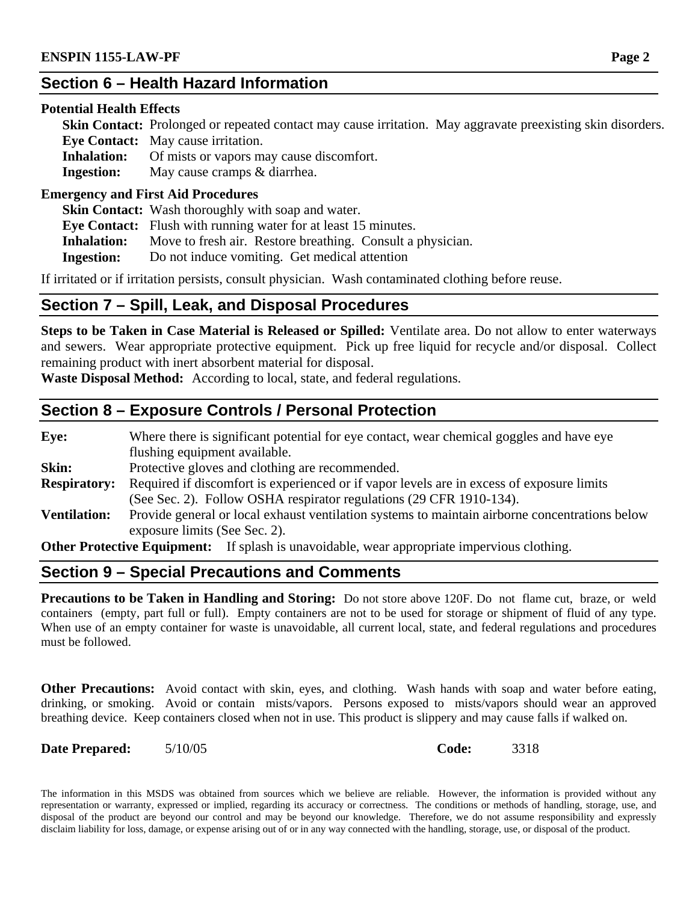## Section 6 – Health Hazard Information

**Potential Health Effects**

**Skin Contact:** Prolonged or repeated contact may cause irritation. May aggravate preexisting skin disorders.
**Eye Contact:** May cause irritation.
**Inhalation:** Of mists or vapors may cause discomfort.
**Ingestion:** May cause cramps & diarrhea.

**Emergency and First Aid Procedures**

**Skin Contact:** Wash thoroughly with soap and water.
**Eye Contact:** Flush with running water for at least 15 minutes.
**Inhalation:** Move to fresh air. Restore breathing. Consult a physician.
**Ingestion:** Do not induce vomiting. Get medical attention

If irritated or if irritation persists, consult physician. Wash contaminated clothing before reuse.

## Section 7 – Spill, Leak, and Disposal Procedures

**Steps to be Taken in Case Material is Released or Spilled:** Ventilate area. Do not allow to enter waterways and sewers. Wear appropriate protective equipment. Pick up free liquid for recycle and/or disposal. Collect remaining product with inert absorbent material for disposal.
**Waste Disposal Method:** According to local, state, and federal regulations.

## Section 8 – Exposure Controls / Personal Protection

**Eye:** Where there is significant potential for eye contact, wear chemical goggles and have eye flushing equipment available.
**Skin:** Protective gloves and clothing are recommended.
**Respiratory:** Required if discomfort is experienced or if vapor levels are in excess of exposure limits (See Sec. 2). Follow OSHA respirator regulations (29 CFR 1910-134).
**Ventilation:** Provide general or local exhaust ventilation systems to maintain airborne concentrations below exposure limits (See Sec. 2).
**Other Protective Equipment:** If splash is unavoidable, wear appropriate impervious clothing.

## Section 9 – Special Precautions and Comments

**Precautions to be Taken in Handling and Storing:** Do not store above 120F. Do not flame cut, braze, or weld containers (empty, part full or full). Empty containers are not to be used for storage or shipment of fluid of any type. When use of an empty container for waste is unavoidable, all current local, state, and federal regulations and procedures must be followed.

**Other Precautions:** Avoid contact with skin, eyes, and clothing. Wash hands with soap and water before eating, drinking, or smoking. Avoid or contain mists/vapors. Persons exposed to mists/vapors should wear an approved breathing device. Keep containers closed when not in use. This product is slippery and may cause falls if walked on.

**Date Prepared:** 5/10/05 **Code:** 3318

The information in this MSDS was obtained from sources which we believe are reliable. However, the information is provided without any representation or warranty, expressed or implied, regarding its accuracy or correctness. The conditions or methods of handling, storage, use, and disposal of the product are beyond our control and may be beyond our knowledge. Therefore, we do not assume responsibility and expressly disclaim liability for loss, damage, or expense arising out of or in any way connected with the handling, storage, use, or disposal of the product.